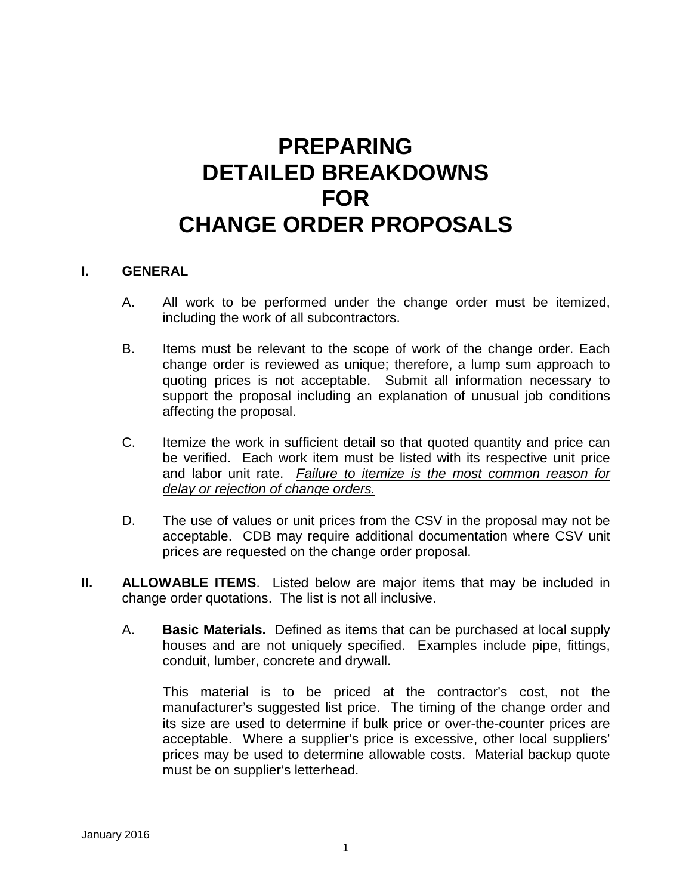# PREPARING DETAILED BREAKDOWNS FOR CHANGE ORDER PROPOSALS

## I. GENERAL

A. All work to be performed under the change order must be itemized, including the work of all subcontractors.

B. Items must be relevant to the scope of work of the change order. Each change order is reviewed as unique; therefore, a lump sum approach to quoting prices is not acceptable. Submit all information necessary to support the proposal including an explanation of unusual job conditions affecting the proposal.

C. Itemize the work in sufficient detail so that quoted quantity and price can be verified. Each work item must be listed with its respective unit price and labor unit rate. *Failure to itemize is the most common reason for delay or rejection of change orders.*

D. The use of values or unit prices from the CSV in the proposal may not be acceptable. CDB may require additional documentation where CSV unit prices are requested on the change order proposal.

## II. ALLOWABLE ITEMS

**ALLOWABLE ITEMS**. Listed below are major items that may be included in change order quotations. The list is not all inclusive.

A. **Basic Materials.** Defined as items that can be purchased at local supply houses and are not uniquely specified. Examples include pipe, fittings, conduit, lumber, concrete and drywall.

This material is to be priced at the contractor's cost, not the manufacturer's suggested list price. The timing of the change order and its size are used to determine if bulk price or over-the-counter prices are acceptable. Where a supplier's price is excessive, other local suppliers' prices may be used to determine allowable costs. Material backup quote must be on supplier's letterhead.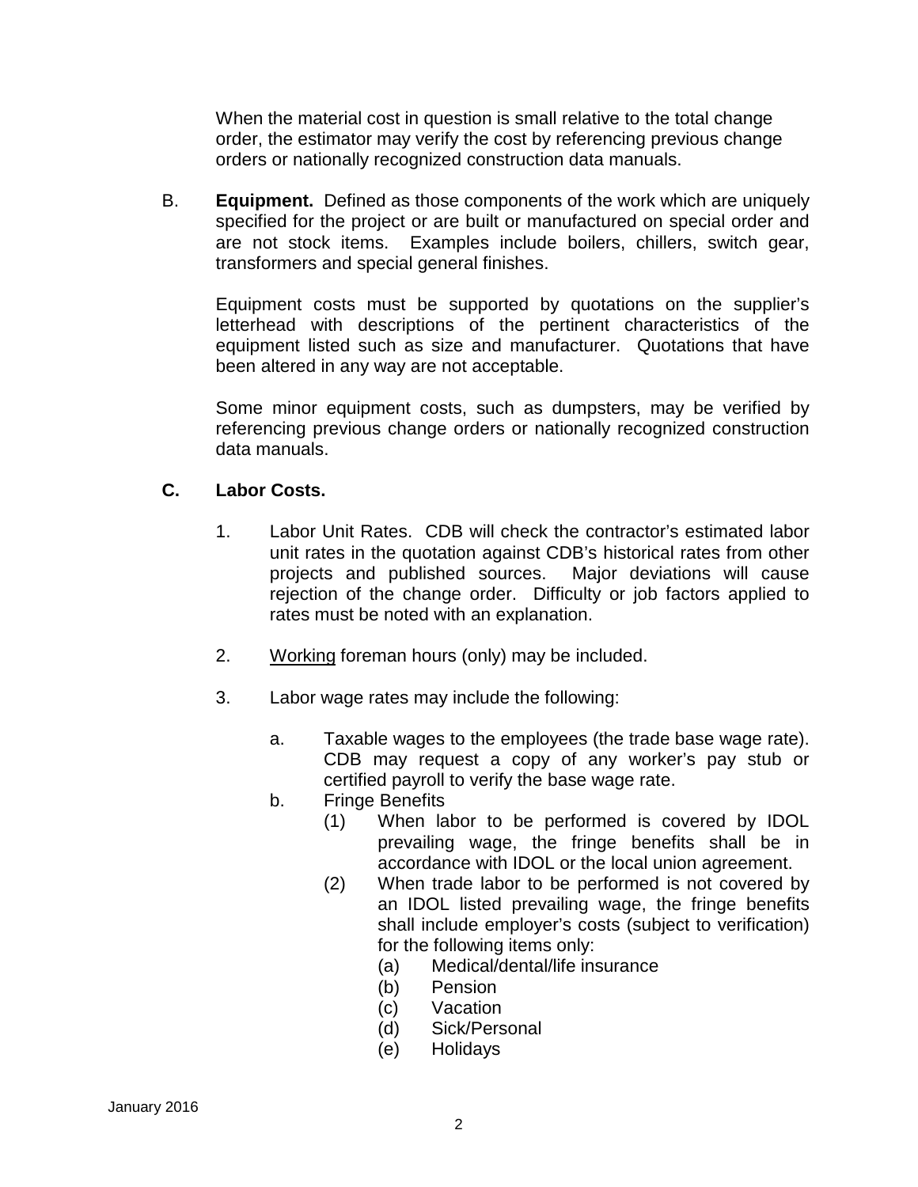When the material cost in question is small relative to the total change order, the estimator may verify the cost by referencing previous change orders or nationally recognized construction data manuals.

B. **Equipment.** Defined as those components of the work which are uniquely specified for the project or are built or manufactured on special order and are not stock items. Examples include boilers, chillers, switch gear, transformers and special general finishes.

Equipment costs must be supported by quotations on the supplier's letterhead with descriptions of the pertinent characteristics of the equipment listed such as size and manufacturer. Quotations that have been altered in any way are not acceptable.

Some minor equipment costs, such as dumpsters, may be verified by referencing previous change orders or nationally recognized construction data manuals.

**C. Labor Costs.**

1. Labor Unit Rates. CDB will check the contractor's estimated labor unit rates in the quotation against CDB's historical rates from other projects and published sources. Major deviations will cause rejection of the change order. Difficulty or job factors applied to rates must be noted with an explanation.

2. <u>Working</u> foreman hours (only) may be included.

3. Labor wage rates may include the following:

   a. Taxable wages to the employees (the trade base wage rate). CDB may request a copy of any worker's pay stub or certified payroll to verify the base wage rate.

   b. Fringe Benefits

      (1) When labor to be performed is covered by IDOL prevailing wage, the fringe benefits shall be in accordance with IDOL or the local union agreement.

      (2) When trade labor to be performed is not covered by an IDOL listed prevailing wage, the fringe benefits shall include employer's costs (subject to verification) for the following items only:

         (a) Medical/dental/life insurance
         (b) Pension
         (c) Vacation
         (d) Sick/Personal
         (e) Holidays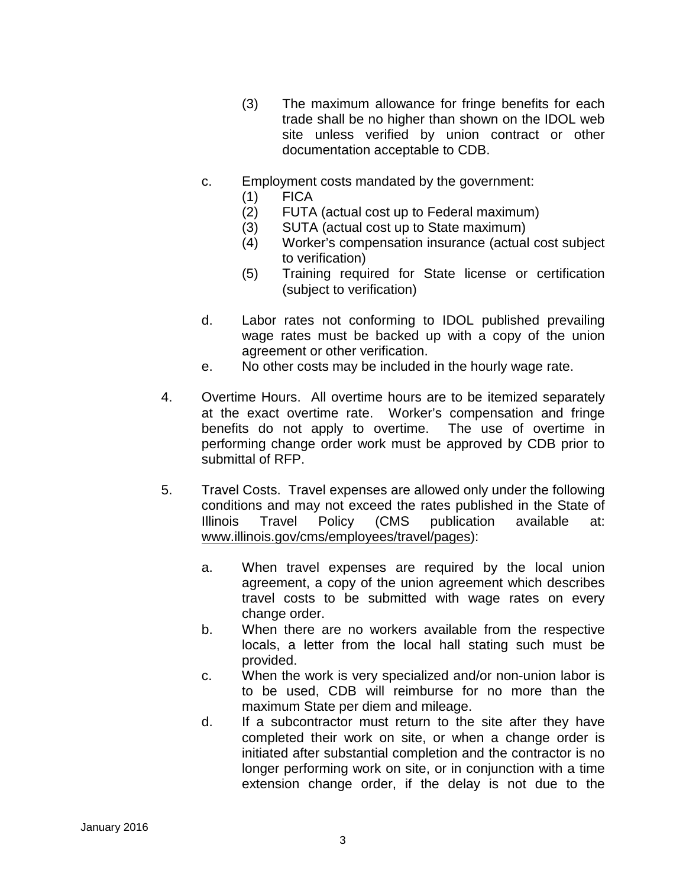(3) The maximum allowance for fringe benefits for each trade shall be no higher than shown on the IDOL web site unless verified by union contract or other documentation acceptable to CDB.

c. Employment costs mandated by the government:
   (1) FICA
   (2) FUTA (actual cost up to Federal maximum)
   (3) SUTA (actual cost up to State maximum)
   (4) Worker's compensation insurance (actual cost subject to verification)
   (5) Training required for State license or certification (subject to verification)

d. Labor rates not conforming to IDOL published prevailing wage rates must be backed up with a copy of the union agreement or other verification.

e. No other costs may be included in the hourly wage rate.

4. Overtime Hours. All overtime hours are to be itemized separately at the exact overtime rate. Worker's compensation and fringe benefits do not apply to overtime. The use of overtime in performing change order work must be approved by CDB prior to submittal of RFP.

5. Travel Costs. Travel expenses are allowed only under the following conditions and may not exceed the rates published in the State of Illinois Travel Policy (CMS publication available at: www.illinois.gov/cms/employees/travel/pages):

   a. When travel expenses are required by the local union agreement, a copy of the union agreement which describes travel costs to be submitted with wage rates on every change order.
   b. When there are no workers available from the respective locals, a letter from the local hall stating such must be provided.
   c. When the work is very specialized and/or non-union labor is to be used, CDB will reimburse for no more than the maximum State per diem and mileage.
   d. If a subcontractor must return to the site after they have completed their work on site, or when a change order is initiated after substantial completion and the contractor is no longer performing work on site, or in conjunction with a time extension change order, if the delay is not due to the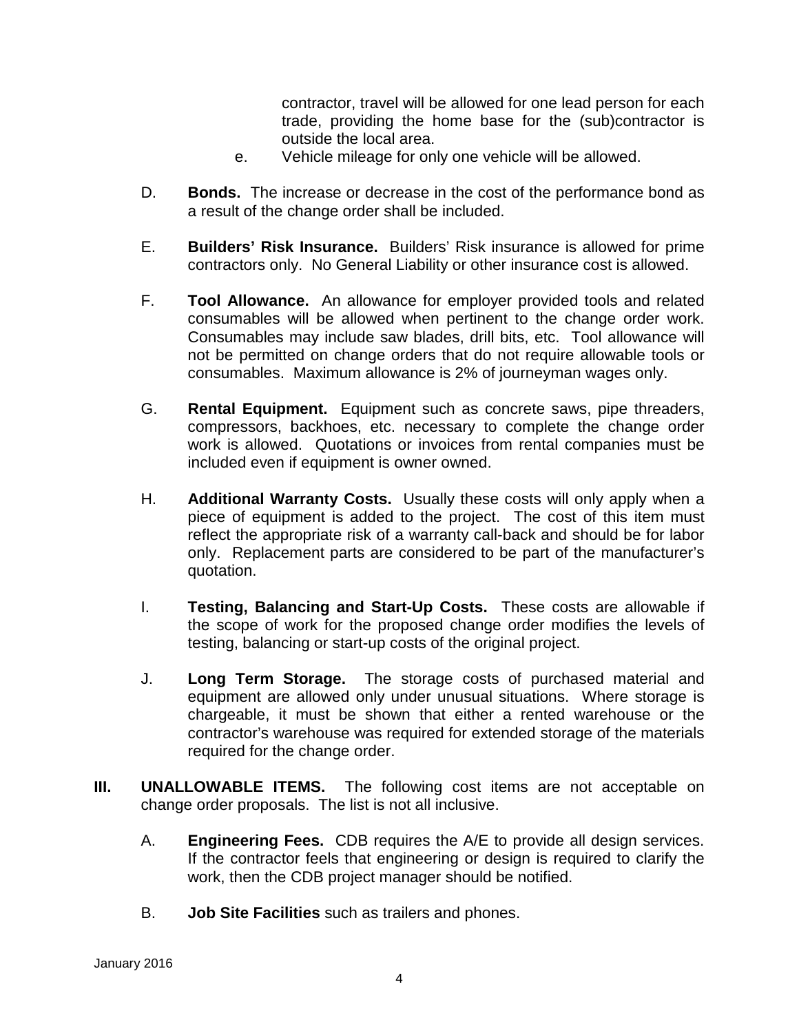contractor, travel will be allowed for one lead person for each trade, providing the home base for the (sub)contractor is outside the local area.

e. Vehicle mileage for only one vehicle will be allowed.

D. **Bonds.** The increase or decrease in the cost of the performance bond as a result of the change order shall be included.

E. **Builders' Risk Insurance.** Builders' Risk insurance is allowed for prime contractors only. No General Liability or other insurance cost is allowed.

F. **Tool Allowance.** An allowance for employer provided tools and related consumables will be allowed when pertinent to the change order work. Consumables may include saw blades, drill bits, etc. Tool allowance will not be permitted on change orders that do not require allowable tools or consumables. Maximum allowance is 2% of journeyman wages only.

G. **Rental Equipment.** Equipment such as concrete saws, pipe threaders, compressors, backhoes, etc. necessary to complete the change order work is allowed. Quotations or invoices from rental companies must be included even if equipment is owner owned.

H. **Additional Warranty Costs.** Usually these costs will only apply when a piece of equipment is added to the project. The cost of this item must reflect the appropriate risk of a warranty call-back and should be for labor only. Replacement parts are considered to be part of the manufacturer's quotation.

I. **Testing, Balancing and Start-Up Costs.** These costs are allowable if the scope of work for the proposed change order modifies the levels of testing, balancing or start-up costs of the original project.

J. **Long Term Storage.** The storage costs of purchased material and equipment are allowed only under unusual situations. Where storage is chargeable, it must be shown that either a rented warehouse or the contractor's warehouse was required for extended storage of the materials required for the change order.

## III. UNALLOWABLE ITEMS.

The following cost items are not acceptable on change order proposals. The list is not all inclusive.

A. **Engineering Fees.** CDB requires the A/E to provide all design services. If the contractor feels that engineering or design is required to clarify the work, then the CDB project manager should be notified.

B. **Job Site Facilities** such as trailers and phones.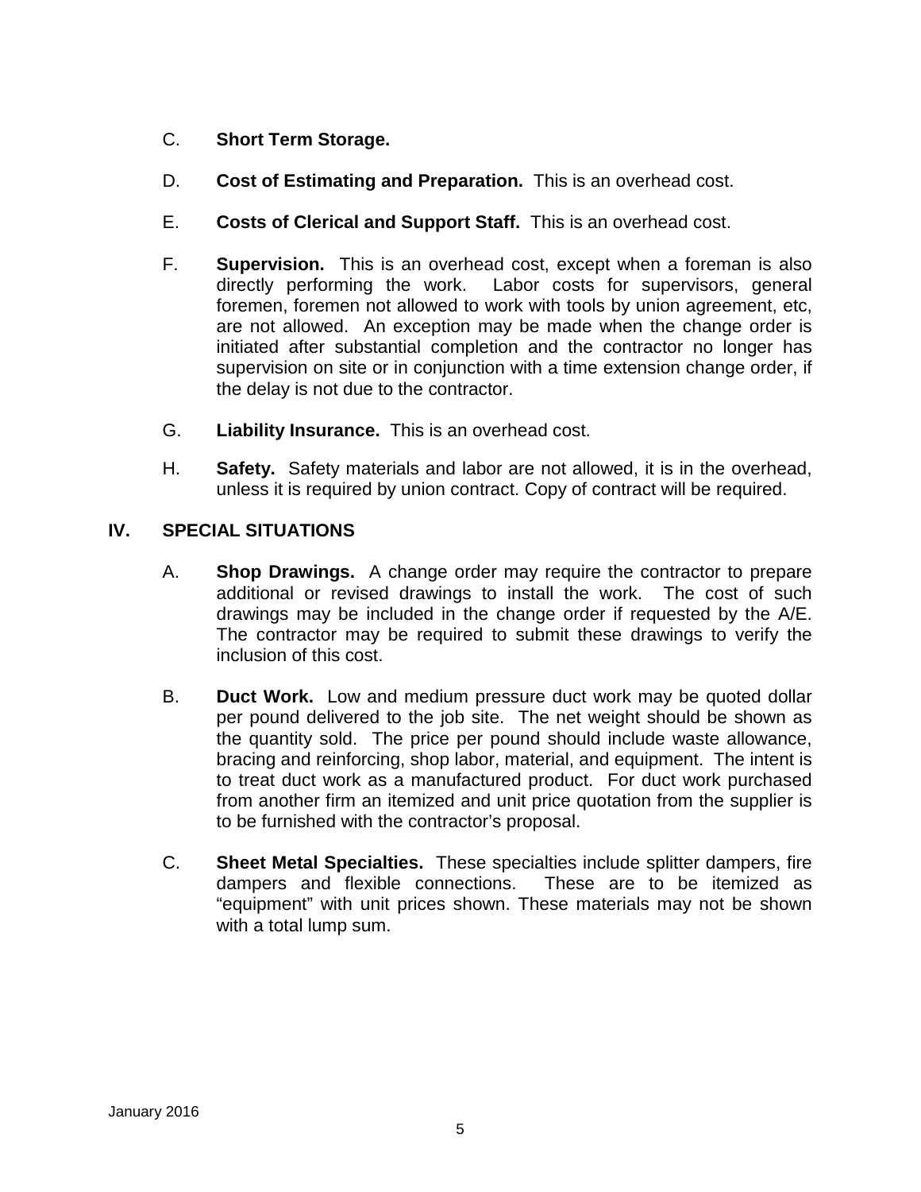C. **Short Term Storage.**

D. **Cost of Estimating and Preparation.** This is an overhead cost.

E. **Costs of Clerical and Support Staff.** This is an overhead cost.

F. **Supervision.** This is an overhead cost, except when a foreman is also directly performing the work. Labor costs for supervisors, general foremen, foremen not allowed to work with tools by union agreement, etc, are not allowed. An exception may be made when the change order is initiated after substantial completion and the contractor no longer has supervision on site or in conjunction with a time extension change order, if the delay is not due to the contractor.

G. **Liability Insurance.** This is an overhead cost.

H. **Safety.** Safety materials and labor are not allowed, it is in the overhead, unless it is required by union contract. Copy of contract will be required.

## IV. SPECIAL SITUATIONS

A. **Shop Drawings.** A change order may require the contractor to prepare additional or revised drawings to install the work. The cost of such drawings may be included in the change order if requested by the A/E. The contractor may be required to submit these drawings to verify the inclusion of this cost.

B. **Duct Work.** Low and medium pressure duct work may be quoted dollar per pound delivered to the job site. The net weight should be shown as the quantity sold. The price per pound should include waste allowance, bracing and reinforcing, shop labor, material, and equipment. The intent is to treat duct work as a manufactured product. For duct work purchased from another firm an itemized and unit price quotation from the supplier is to be furnished with the contractor's proposal.

C. **Sheet Metal Specialties.** These specialties include splitter dampers, fire dampers and flexible connections. These are to be itemized as "equipment" with unit prices shown. These materials may not be shown with a total lump sum.

January 2016